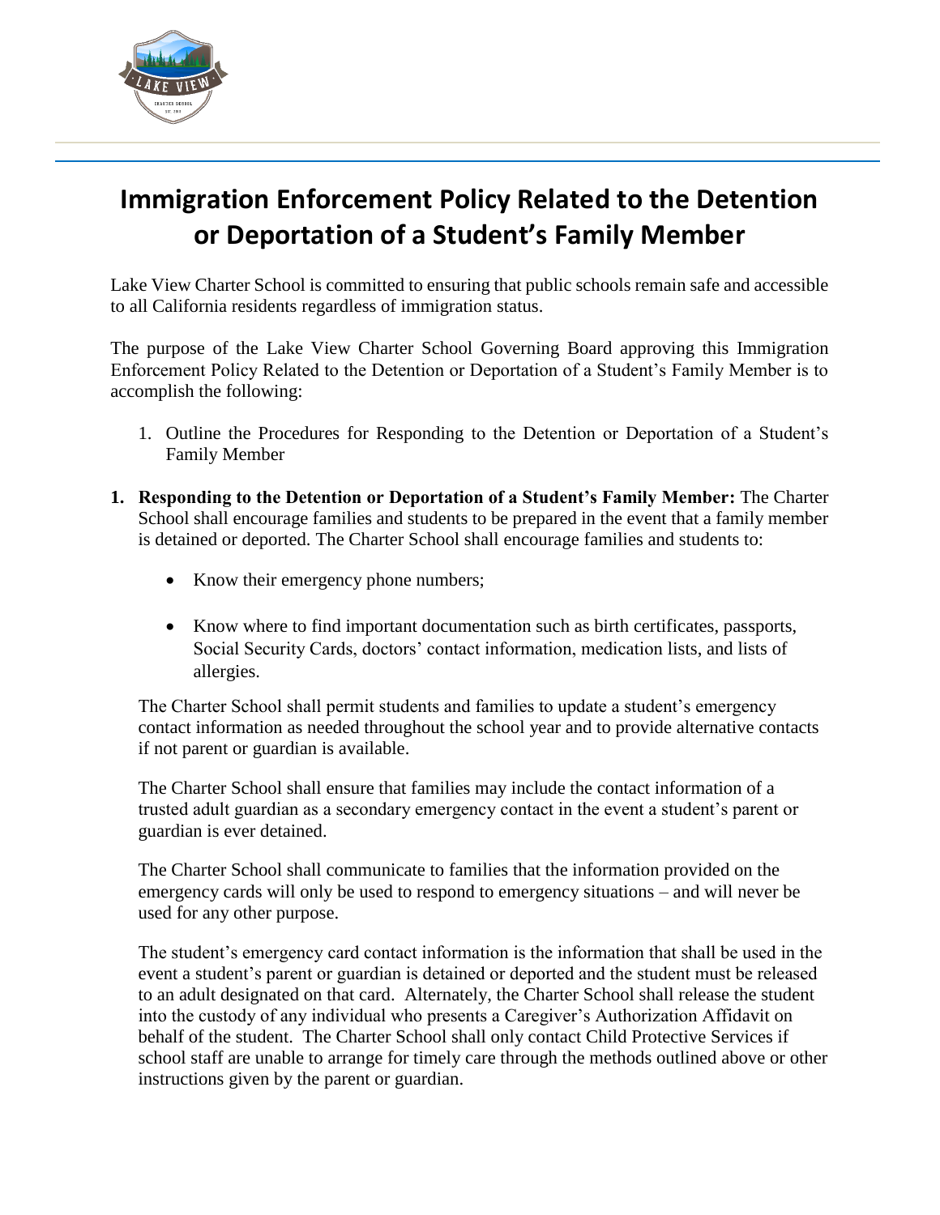# Immigration Enforcement Policy Related to the Detention or Deportation of a Student's Family Member

Lake View Charter School is committed to ensuring that public schools remain safe and accessible to all California residents regardless of immigration status.

The purpose of the Lake View Charter School Governing Board approving this Immigration Enforcement Policy Related to the Detention or Deportation of a Student's Family Member is to accomplish the following:

1. Outline the Procedures for Responding to the Detention or Deportation of a Student's Family Member

1. **Responding to the Detention or Deportation of a Student's Family Member:** The Charter School shall encourage families and students to be prepared in the event that a family member is detained or deported. The Charter School shall encourage families and students to:

   - Know their emergency phone numbers;
   - Know where to find important documentation such as birth certificates, passports, Social Security Cards, doctors' contact information, medication lists, and lists of allergies.

   The Charter School shall permit students and families to update a student's emergency contact information as needed throughout the school year and to provide alternative contacts if not parent or guardian is available.

   The Charter School shall ensure that families may include the contact information of a trusted adult guardian as a secondary emergency contact in the event a student's parent or guardian is ever detained.

   The Charter School shall communicate to families that the information provided on the emergency cards will only be used to respond to emergency situations – and will never be used for any other purpose.

   The student's emergency card contact information is the information that shall be used in the event a student's parent or guardian is detained or deported and the student must be released to an adult designated on that card. Alternately, the Charter School shall release the student into the custody of any individual who presents a Caregiver's Authorization Affidavit on behalf of the student. The Charter School shall only contact Child Protective Services if school staff are unable to arrange for timely care through the methods outlined above or other instructions given by the parent or guardian.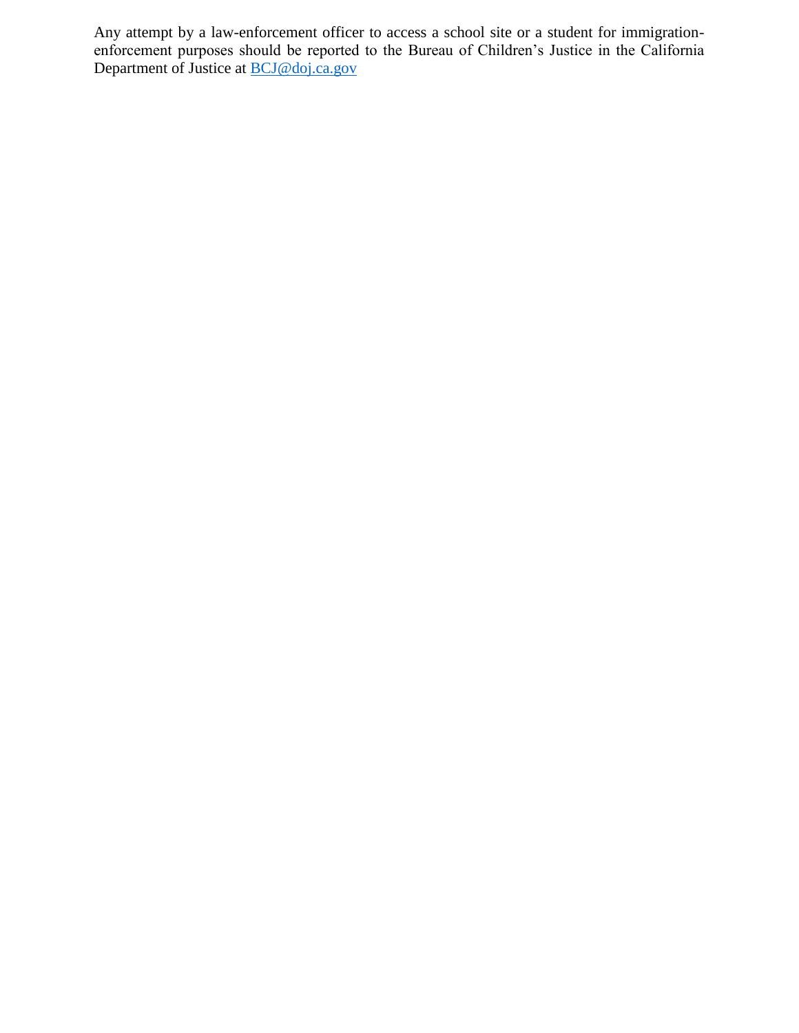Any attempt by a law-enforcement officer to access a school site or a student for immigration-enforcement purposes should be reported to the Bureau of Children's Justice in the California Department of Justice at [BCJ@doj.ca.gov](mailto:BCJ@doj.ca.gov)